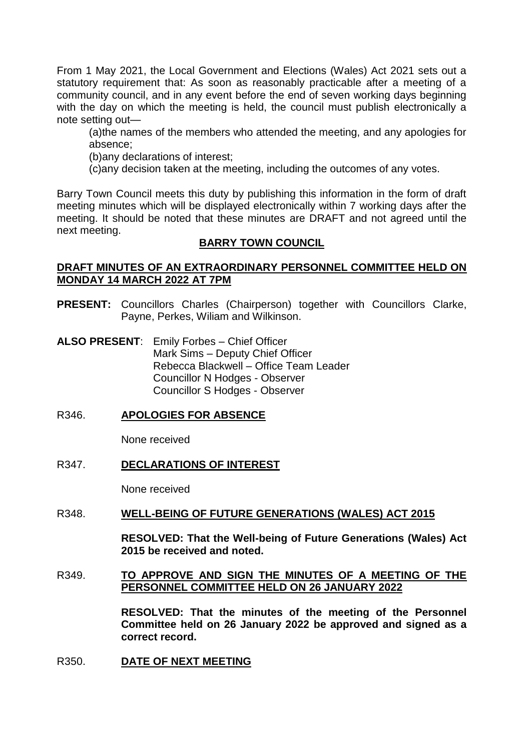From 1 May 2021, the Local Government and Elections (Wales) Act 2021 sets out a statutory requirement that: As soon as reasonably practicable after a meeting of a community council, and in any event before the end of seven working days beginning with the day on which the meeting is held, the council must publish electronically a note setting out—

(a)the names of the members who attended the meeting, and any apologies for absence;

(b)any declarations of interest;

(c)any decision taken at the meeting, including the outcomes of any votes.

Barry Town Council meets this duty by publishing this information in the form of draft meeting minutes which will be displayed electronically within 7 working days after the meeting. It should be noted that these minutes are DRAFT and not agreed until the next meeting.

## BARRY TOWN COUNCIL

### DRAFT MINUTES OF AN EXTRAORDINARY PERSONNEL COMMITTEE HELD ON MONDAY 14 MARCH 2022 AT 7PM

**PRESENT:** Councillors Charles (Chairperson) together with Councillors Clarke, Payne, Perkes, Wiliam and Wilkinson.

**ALSO PRESENT**: Emily Forbes – Chief Officer
Mark Sims – Deputy Chief Officer
Rebecca Blackwell – Office Team Leader
Councillor N Hodges - Observer
Councillor S Hodges - Observer

R346. **APOLOGIES FOR ABSENCE**

None received

R347. **DECLARATIONS OF INTEREST**

None received

R348. **WELL-BEING OF FUTURE GENERATIONS (WALES) ACT 2015**

**RESOLVED: That the Well-being of Future Generations (Wales) Act 2015 be received and noted.**

R349. **TO APPROVE AND SIGN THE MINUTES OF A MEETING OF THE PERSONNEL COMMITTEE HELD ON 26 JANUARY 2022**

**RESOLVED: That the minutes of the meeting of the Personnel Committee held on 26 January 2022 be approved and signed as a correct record.**

R350. **DATE OF NEXT MEETING**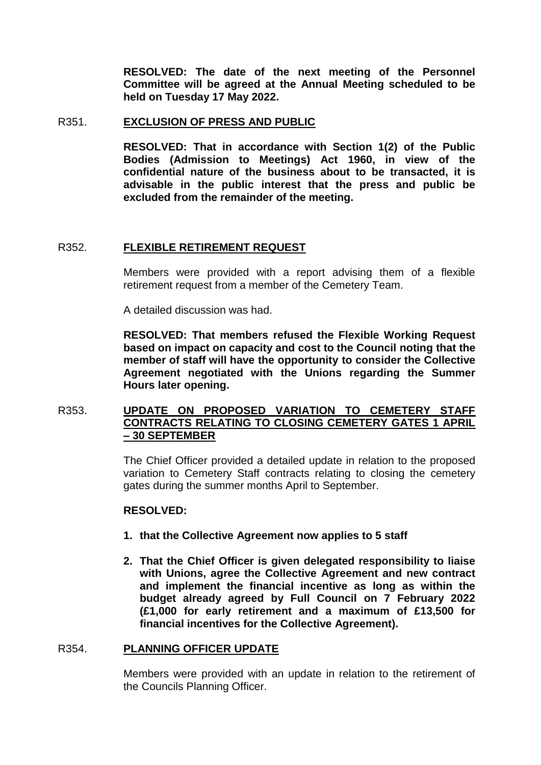**RESOLVED: The date of the next meeting of the Personnel Committee will be agreed at the Annual Meeting scheduled to be held on Tuesday 17 May 2022.**

R351. **EXCLUSION OF PRESS AND PUBLIC**

**RESOLVED: That in accordance with Section 1(2) of the Public Bodies (Admission to Meetings) Act 1960, in view of the confidential nature of the business about to be transacted, it is advisable in the public interest that the press and public be excluded from the remainder of the meeting.**

R352. **FLEXIBLE RETIREMENT REQUEST**

Members were provided with a report advising them of a flexible retirement request from a member of the Cemetery Team.

A detailed discussion was had.

**RESOLVED: That members refused the Flexible Working Request based on impact on capacity and cost to the Council noting that the member of staff will have the opportunity to consider the Collective Agreement negotiated with the Unions regarding the Summer Hours later opening.**

R353. **UPDATE ON PROPOSED VARIATION TO CEMETERY STAFF CONTRACTS RELATING TO CLOSING CEMETERY GATES 1 APRIL – 30 SEPTEMBER**

The Chief Officer provided a detailed update in relation to the proposed variation to Cemetery Staff contracts relating to closing the cemetery gates during the summer months April to September.

**RESOLVED:**

1. **that the Collective Agreement now applies to 5 staff**
2. **That the Chief Officer is given delegated responsibility to liaise with Unions, agree the Collective Agreement and new contract and implement the financial incentive as long as within the budget already agreed by Full Council on 7 February 2022 (£1,000 for early retirement and a maximum of £13,500 for financial incentives for the Collective Agreement).**

R354. **PLANNING OFFICER UPDATE**

Members were provided with an update in relation to the retirement of the Councils Planning Officer.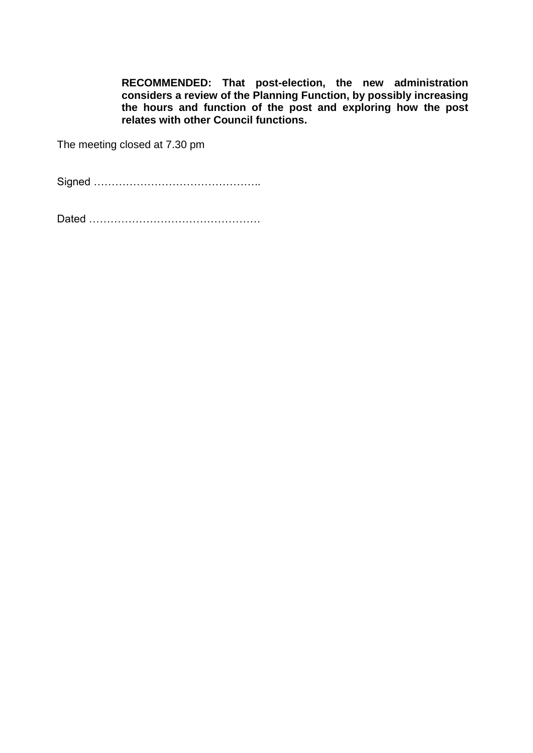**RECOMMENDED: That post-election, the new administration considers a review of the Planning Function, by possibly increasing the hours and function of the post and exploring how the post relates with other Council functions.**

The meeting closed at 7.30 pm

Signed ………………………………………..

Dated …………………………………………